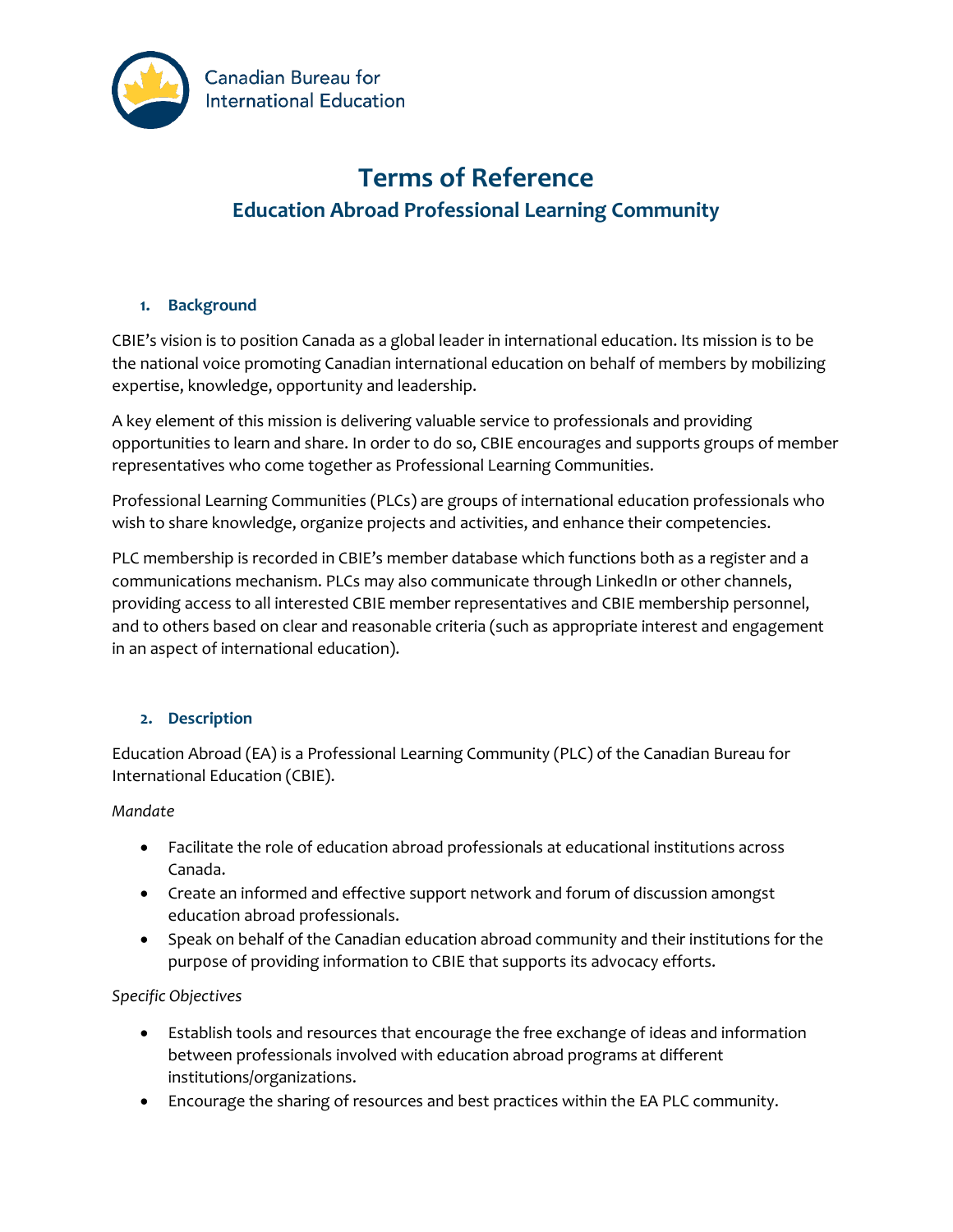Canadian Bureau for International Education

# Terms of Reference

## Education Abroad Professional Learning Community

### 1. Background

CBIE's vision is to position Canada as a global leader in international education. Its mission is to be the national voice promoting Canadian international education on behalf of members by mobilizing expertise, knowledge, opportunity and leadership.

A key element of this mission is delivering valuable service to professionals and providing opportunities to learn and share. In order to do so, CBIE encourages and supports groups of member representatives who come together as Professional Learning Communities.

Professional Learning Communities (PLCs) are groups of international education professionals who wish to share knowledge, organize projects and activities, and enhance their competencies.

PLC membership is recorded in CBIE's member database which functions both as a register and a communications mechanism. PLCs may also communicate through LinkedIn or other channels, providing access to all interested CBIE member representatives and CBIE membership personnel, and to others based on clear and reasonable criteria (such as appropriate interest and engagement in an aspect of international education).

### 2. Description

Education Abroad (EA) is a Professional Learning Community (PLC) of the Canadian Bureau for International Education (CBIE).

*Mandate*

- Facilitate the role of education abroad professionals at educational institutions across Canada.
- Create an informed and effective support network and forum of discussion amongst education abroad professionals.
- Speak on behalf of the Canadian education abroad community and their institutions for the purpose of providing information to CBIE that supports its advocacy efforts.

*Specific Objectives*

- Establish tools and resources that encourage the free exchange of ideas and information between professionals involved with education abroad programs at different institutions/organizations.
- Encourage the sharing of resources and best practices within the EA PLC community.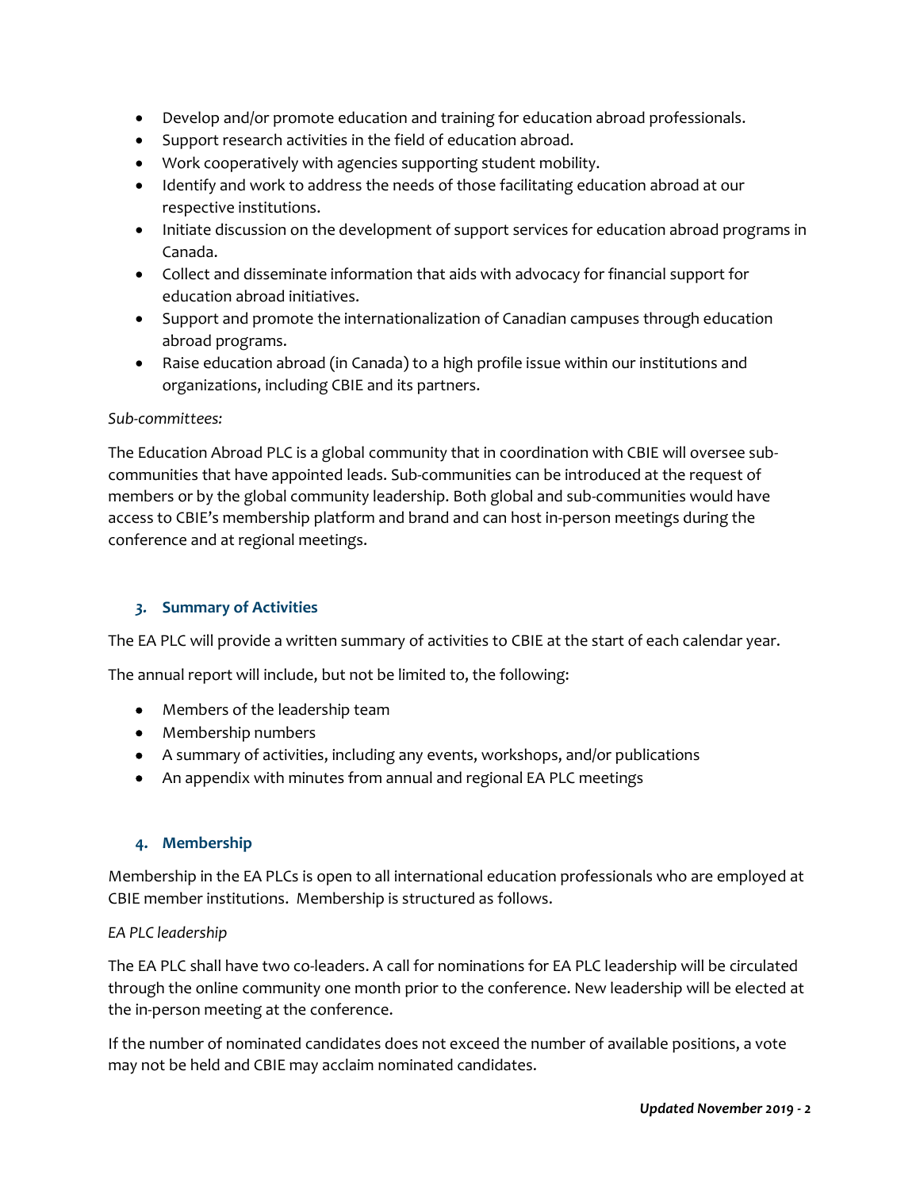- Develop and/or promote education and training for education abroad professionals.
- Support research activities in the field of education abroad.
- Work cooperatively with agencies supporting student mobility.
- Identify and work to address the needs of those facilitating education abroad at our respective institutions.
- Initiate discussion on the development of support services for education abroad programs in Canada.
- Collect and disseminate information that aids with advocacy for financial support for education abroad initiatives.
- Support and promote the internationalization of Canadian campuses through education abroad programs.
- Raise education abroad (in Canada) to a high profile issue within our institutions and organizations, including CBIE and its partners.

*Sub-committees:*

The Education Abroad PLC is a global community that in coordination with CBIE will oversee sub-communities that have appointed leads. Sub-communities can be introduced at the request of members or by the global community leadership. Both global and sub-communities would have access to CBIE's membership platform and brand and can host in-person meetings during the conference and at regional meetings.

## *3.* Summary of Activities

The EA PLC will provide a written summary of activities to CBIE at the start of each calendar year.

The annual report will include, but not be limited to, the following:

- Members of the leadership team
- Membership numbers
- A summary of activities, including any events, workshops, and/or publications
- An appendix with minutes from annual and regional EA PLC meetings

## 4. Membership

Membership in the EA PLCs is open to all international education professionals who are employed at CBIE member institutions. Membership is structured as follows.

*EA PLC leadership*

The EA PLC shall have two co-leaders. A call for nominations for EA PLC leadership will be circulated through the online community one month prior to the conference. New leadership will be elected at the in-person meeting at the conference.

If the number of nominated candidates does not exceed the number of available positions, a vote may not be held and CBIE may acclaim nominated candidates.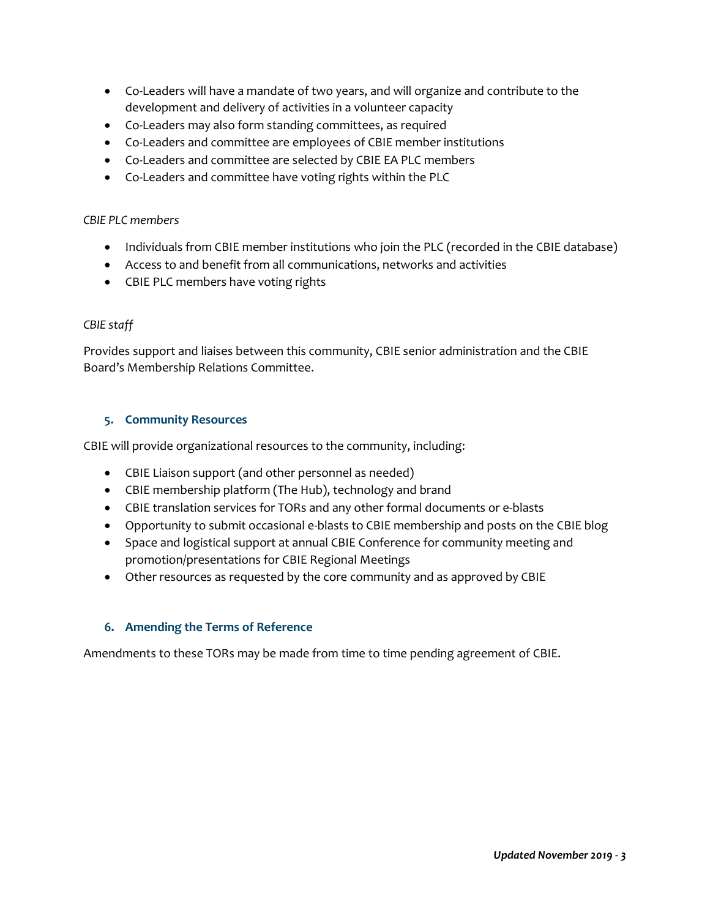- Co-Leaders will have a mandate of two years, and will organize and contribute to the development and delivery of activities in a volunteer capacity
- Co-Leaders may also form standing committees, as required
- Co-Leaders and committee are employees of CBIE member institutions
- Co-Leaders and committee are selected by CBIE EA PLC members
- Co-Leaders and committee have voting rights within the PLC

*CBIE PLC members*

- Individuals from CBIE member institutions who join the PLC (recorded in the CBIE database)
- Access to and benefit from all communications, networks and activities
- CBIE PLC members have voting rights

*CBIE staff*

Provides support and liaises between this community, CBIE senior administration and the CBIE Board's Membership Relations Committee.

## 5. Community Resources

CBIE will provide organizational resources to the community, including:

- CBIE Liaison support (and other personnel as needed)
- CBIE membership platform (The Hub), technology and brand
- CBIE translation services for TORs and any other formal documents or e-blasts
- Opportunity to submit occasional e-blasts to CBIE membership and posts on the CBIE blog
- Space and logistical support at annual CBIE Conference for community meeting and promotion/presentations for CBIE Regional Meetings
- Other resources as requested by the core community and as approved by CBIE

## 6. Amending the Terms of Reference

Amendments to these TORs may be made from time to time pending agreement of CBIE.